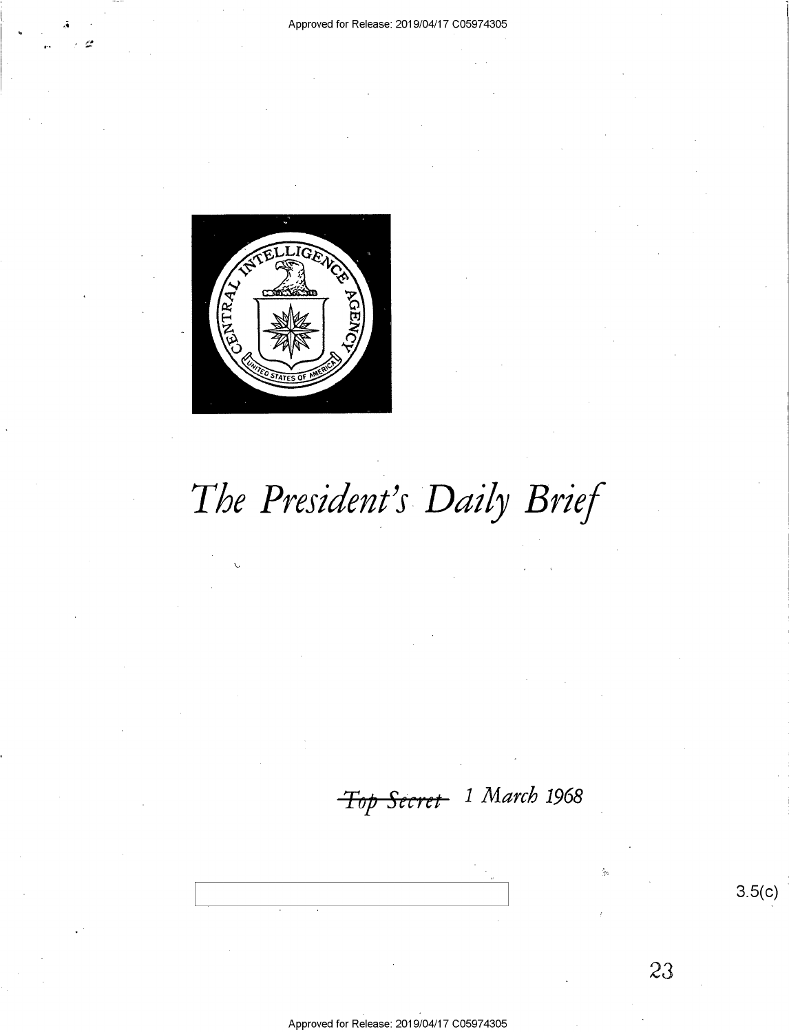# *The President's Daily Brief*

~~*Top Secret*~~ *1 March 1968*

3.5(c)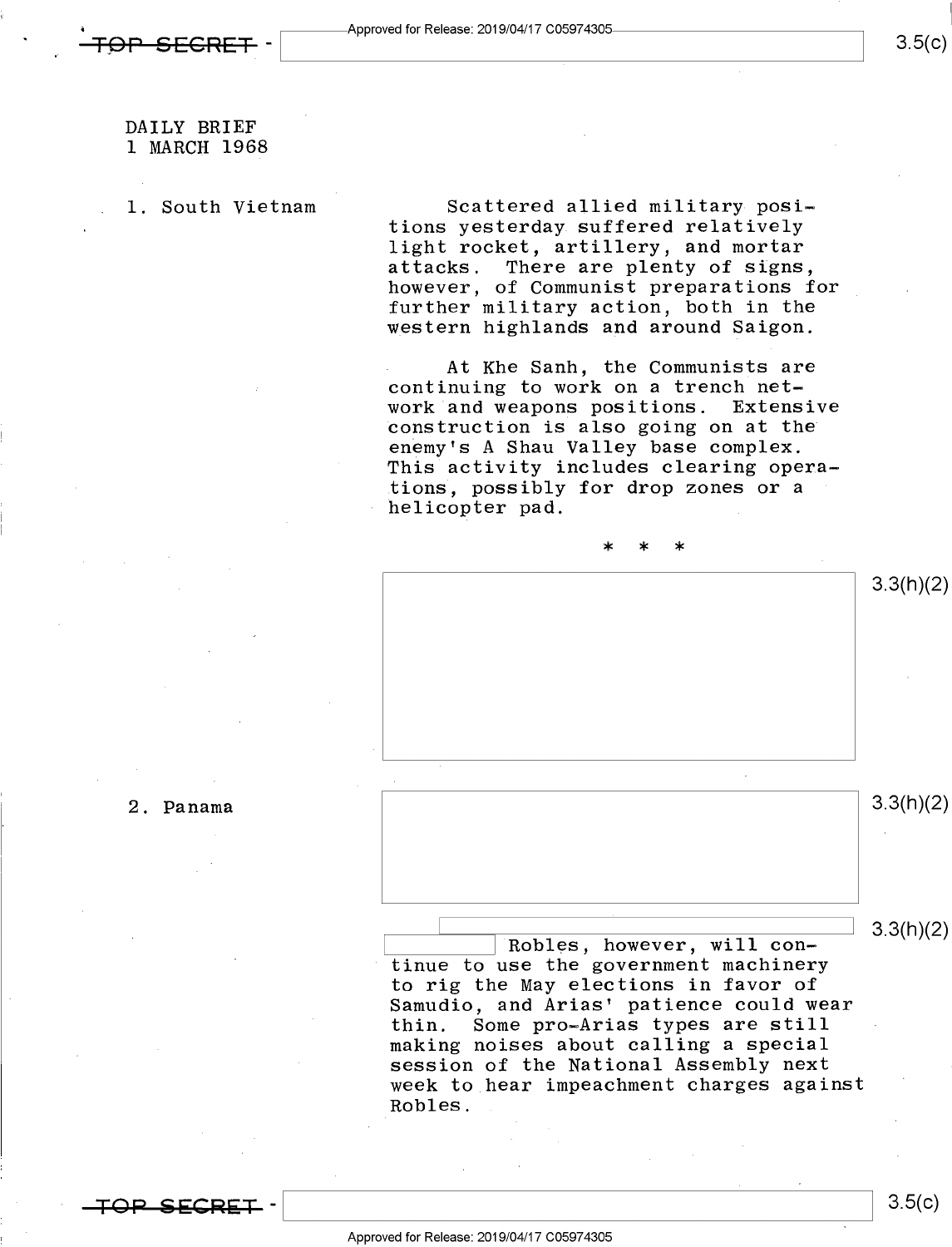DAILY BRIEF
1 MARCH 1968

1. South Vietnam

Scattered allied military positions yesterday suffered relatively light rocket, artillery, and mortar attacks. There are plenty of signs, however, of Communist preparations for further military action, both in the western highlands and around Saigon.

At Khe Sanh, the Communists are continuing to work on a trench network and weapons positions. Extensive construction is also going on at the enemy's A Shau Valley base complex. This activity includes clearing operations, possibly for drop zones or a helicopter pad.

\* \* \*

[redacted] 3.3(h)(2)

2. Panama

[redacted] 3.3(h)(2)

[redacted] 3.3(h)(2) Robles, however, will continue to use the government machinery to rig the May elections in favor of Samudio, and Arias' patience could wear thin. Some pro-Arias types are still making noises about calling a special session of the National Assembly next week to hear impeachment charges against Robles.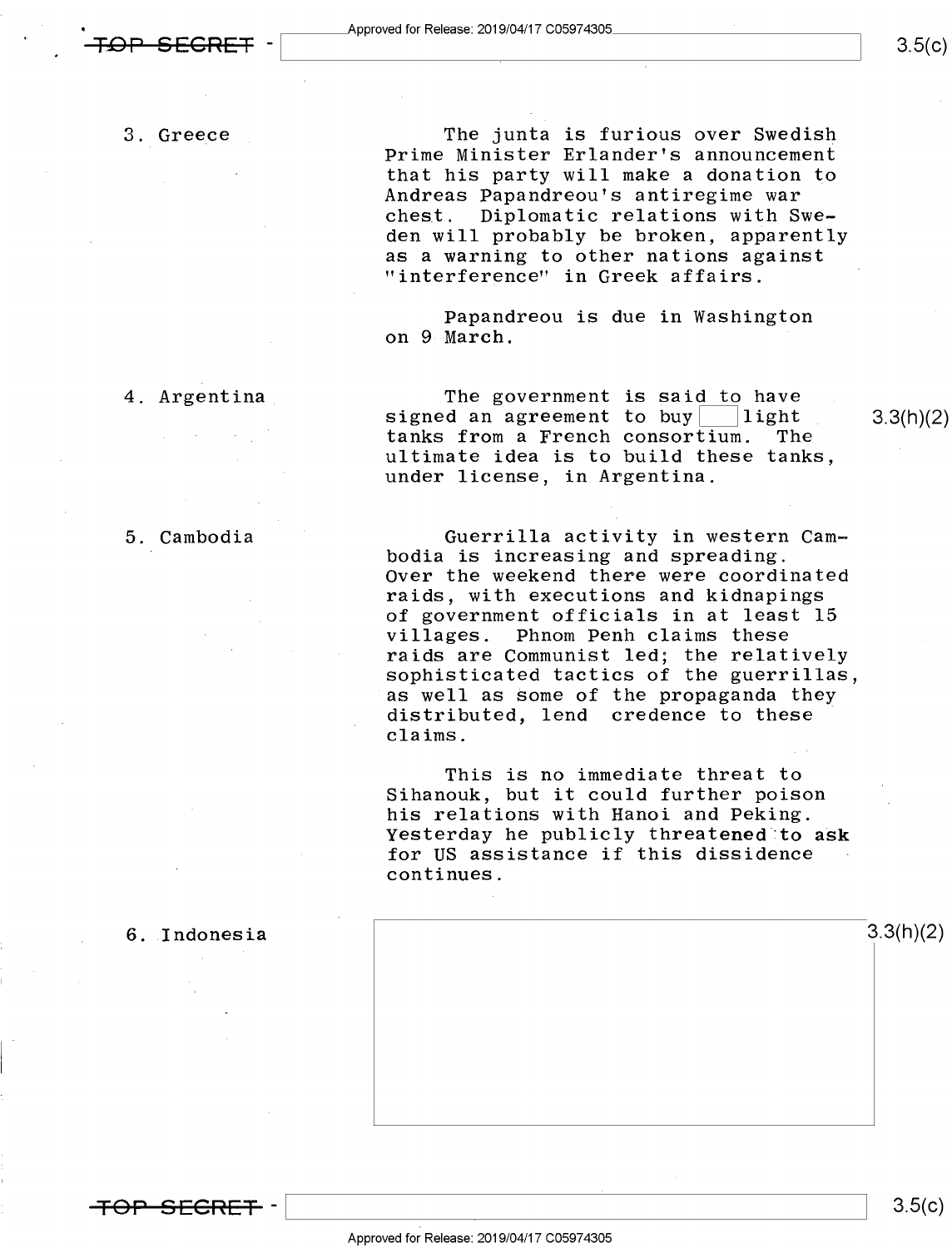**3. Greece**

The junta is furious over Swedish Prime Minister Erlander's announcement that his party will make a donation to Andreas Papandreou's antiregime war chest. Diplomatic relations with Sweden will probably be broken, apparently as a warning to other nations against "interference" in Greek affairs.

Papandreou is due in Washington on 9 March.

**4. Argentina**

The government is said to have signed an agreement to buy [ ] light tanks from a French consortium. The ultimate idea is to build these tanks, under license, in Argentina. 3.3(h)(2)

**5. Cambodia**

Guerrilla activity in western Cambodia is increasing and spreading. Over the weekend there were coordinated raids, with executions and kidnapings of government officials in at least 15 villages. Phnom Penh claims these raids are Communist led; the relatively sophisticated tactics of the guerrillas, as well as some of the propaganda they distributed, lend credence to these claims.

This is no immediate threat to Sihanouk, but it could further poison his relations with Hanoi and Peking. Yesterday he publicly threatened to ask for US assistance if this dissidence continues.

**6. Indonesia**

[ ] 3.3(h)(2)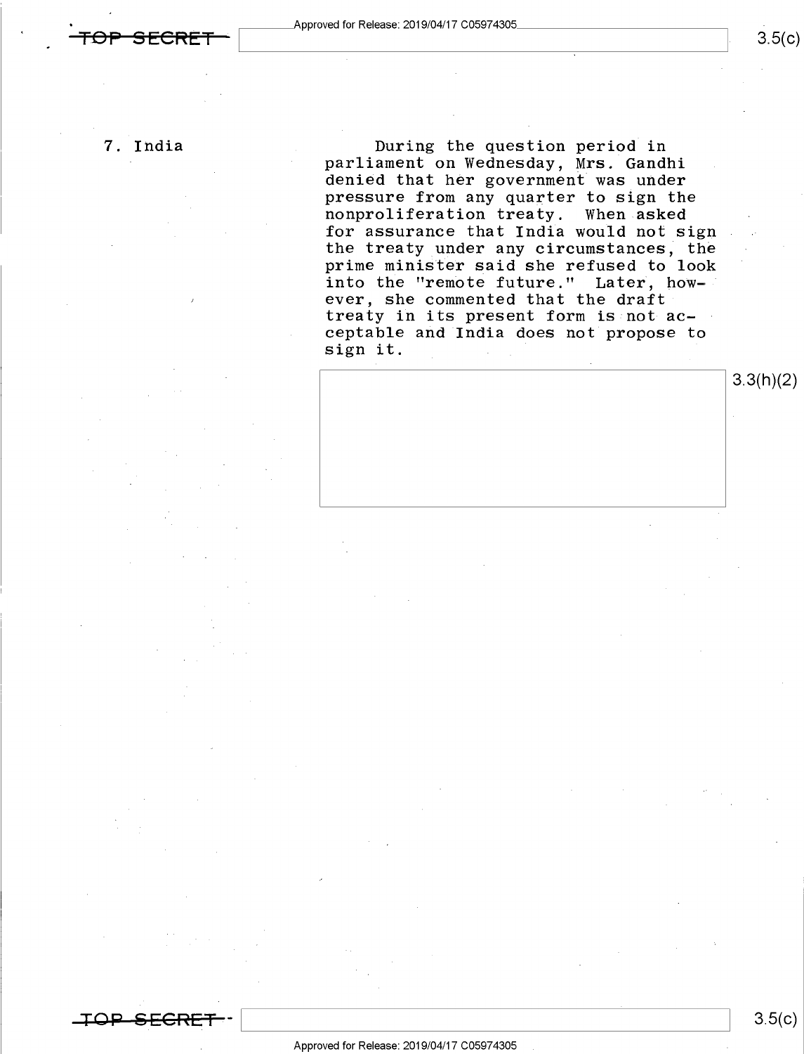7. India

During the question period in parliament on Wednesday, Mrs. Gandhi denied that her government was under pressure from any quarter to sign the nonproliferation treaty. When asked for assurance that India would not sign the treaty under any circumstances, the prime minister said she refused to look into the "remote future." Later, however, she commented that the draft treaty in its present form is not acceptable and India does not propose to sign it.

3.3(h)(2)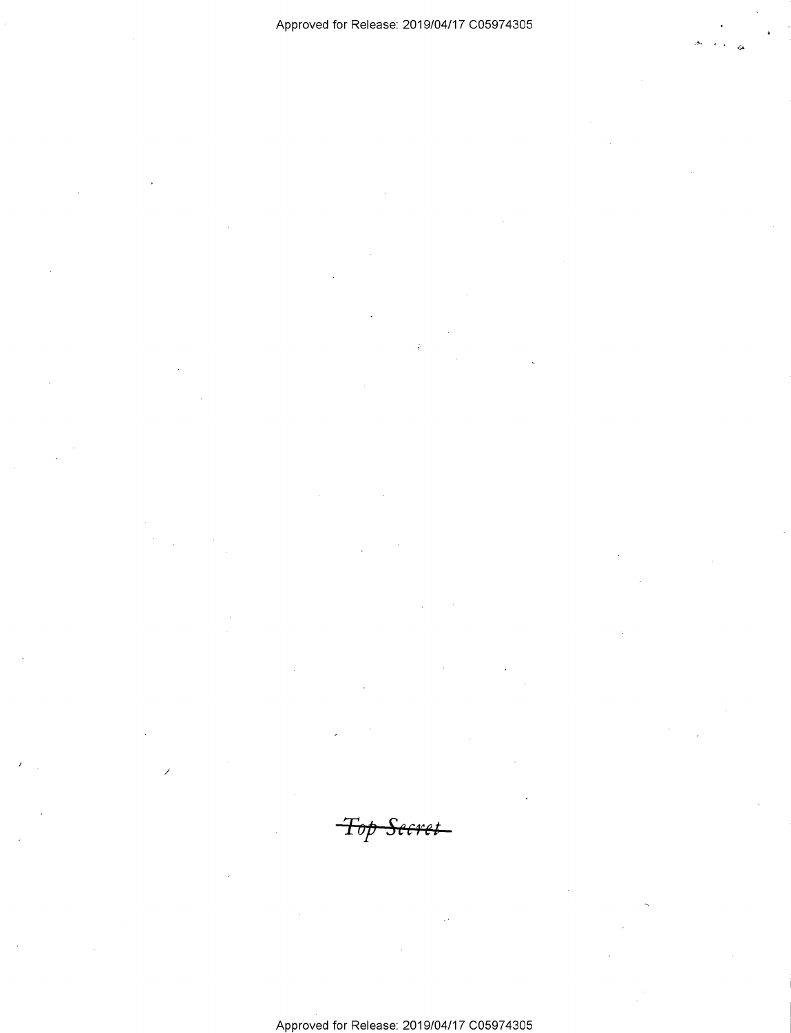~~Top Secret~~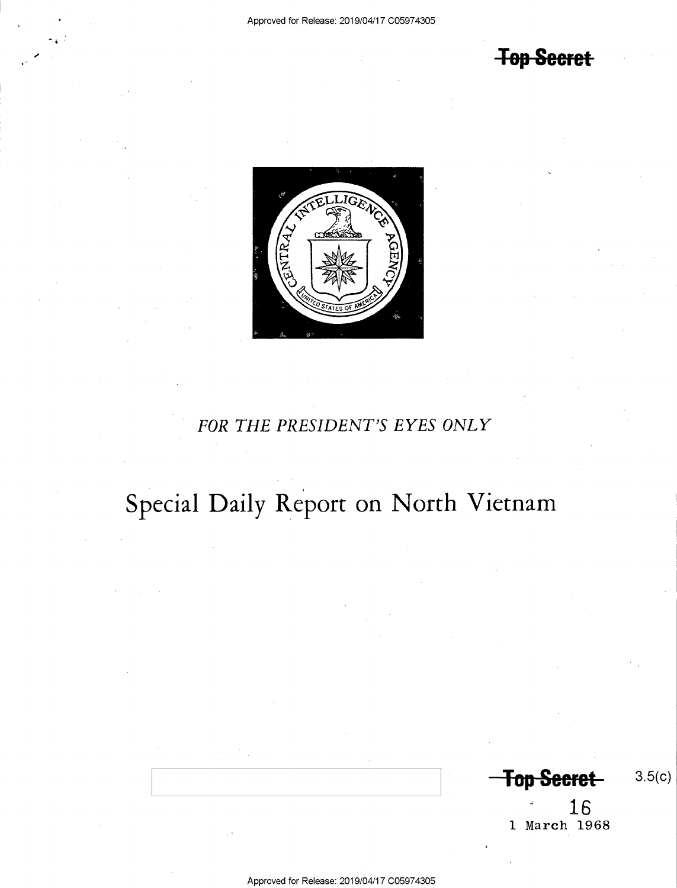~~Top Secret~~

FOR THE PRESIDENT'S EYES ONLY

# Special Daily Report on North Vietnam

~~Top Secret~~ 3.5(c)

16

1 March 1968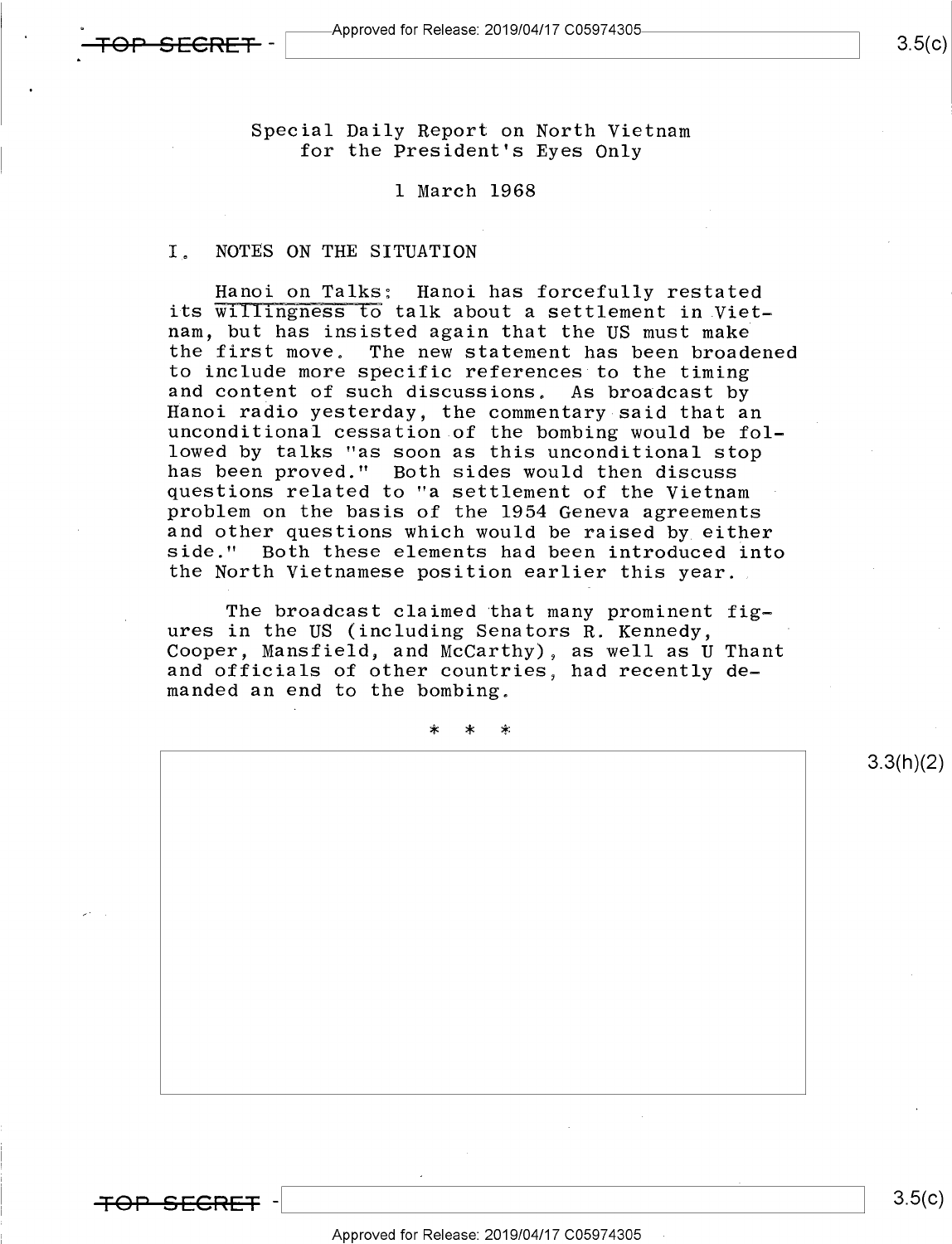Special Daily Report on North Vietnam
for the President's Eyes Only

1 March 1968

## I. NOTES ON THE SITUATION

Hanoi on Talks: Hanoi has forcefully restated its willingness to talk about a settlement in Vietnam, but has insisted again that the US must make the first move. The new statement has been broadened to include more specific references to the timing and content of such discussions. As broadcast by Hanoi radio yesterday, the commentary said that an unconditional cessation of the bombing would be followed by talks "as soon as this unconditional stop has been proved." Both sides would then discuss questions related to "a settlement of the Vietnam problem on the basis of the 1954 Geneva agreements and other questions which would be raised by either side." Both these elements had been introduced into the North Vietnamese position earlier this year.

The broadcast claimed that many prominent figures in the US (including Senators R. Kennedy, Cooper, Mansfield, and McCarthy), as well as U Thant and officials of other countries, had recently demanded an end to the bombing.

\* \* \*

3.3(h)(2)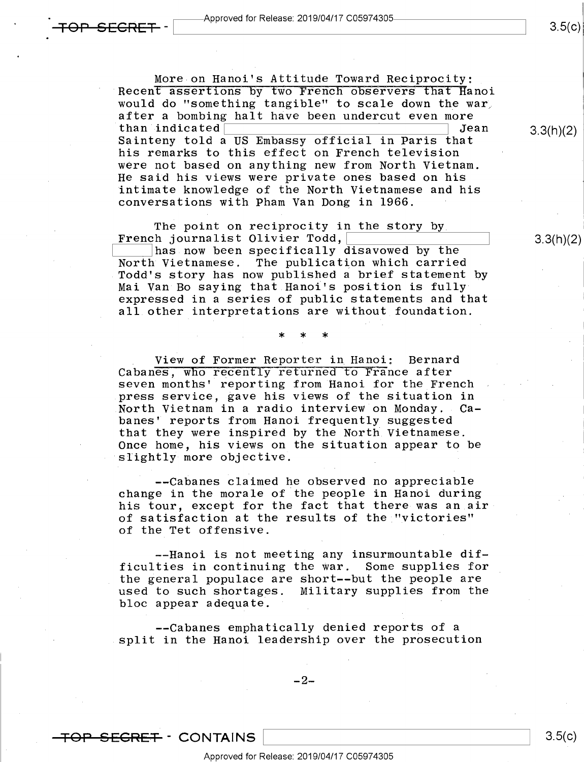More on Hanoi's Attitude Toward Reciprocity: Recent assertions by two French observers that Hanoi would do "something tangible" to scale down the war after a bombing halt have been undercut even more than indicated [redacted] Jean Sainteny told a US Embassy official in Paris that his remarks to this effect on French television were not based on anything new from North Vietnam. He said his views were private ones based on his intimate knowledge of the North Vietnamese and his conversations with Pham Van Dong in 1966.

The point on reciprocity in the story by French journalist Olivier Todd, [redacted] has now been specifically disavowed by the North Vietnamese. The publication which carried Todd's story has now published a brief statement by Mai Van Bo saying that Hanoi's position is fully expressed in a series of public statements and that all other interpretations are without foundation.

\* \* \*

View of Former Reporter in Hanoi: Bernard Cabanes, who recently returned to France after seven months' reporting from Hanoi for the French press service, gave his views of the situation in North Vietnam in a radio interview on Monday. Cabanes' reports from Hanoi frequently suggested that they were inspired by the North Vietnamese. Once home, his views on the situation appear to be slightly more objective.

--Cabanes claimed he observed no appreciable change in the morale of the people in Hanoi during his tour, except for the fact that there was an air of satisfaction at the results of the "victories" of the Tet offensive.

--Hanoi is not meeting any insurmountable difficulties in continuing the war. Some supplies for the general populace are short--but the people are used to such shortages. Military supplies from the bloc appear adequate.

--Cabanes emphatically denied reports of a split in the Hanoi leadership over the prosecution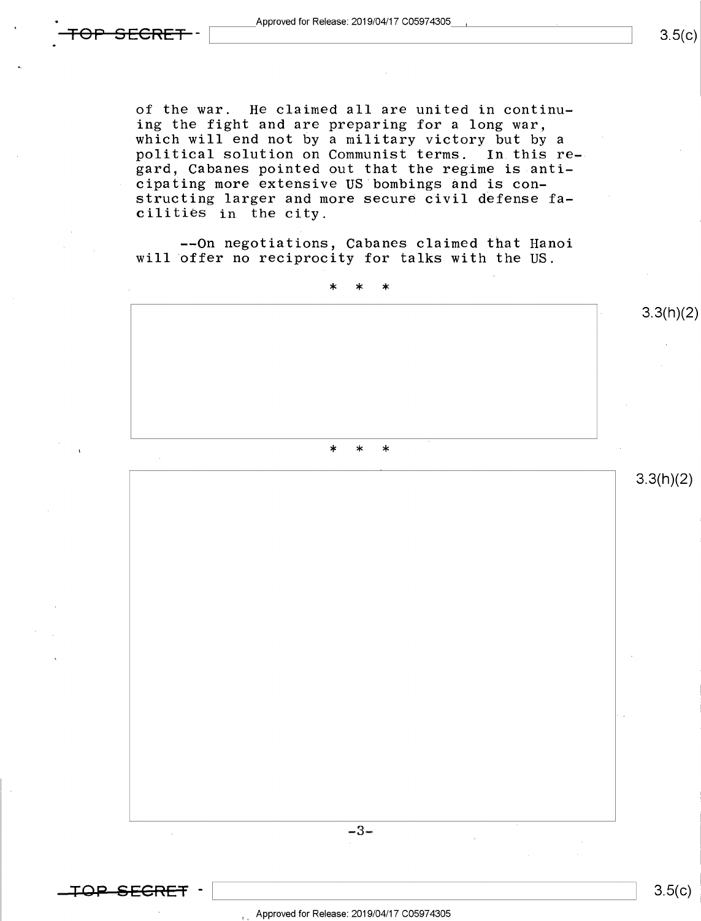of the war. He claimed all are united in continuing the fight and are preparing for a long war, which will end not by a military victory but by a political solution on Communist terms. In this regard, Cabanes pointed out that the regime is anticipating more extensive US bombings and is constructing larger and more secure civil defense facilities in the city.

--On negotiations, Cabanes claimed that Hanoi will offer no reciprocity for talks with the US.

\* \* \*

3.3(h)(2)

\* \* \*

3.3(h)(2)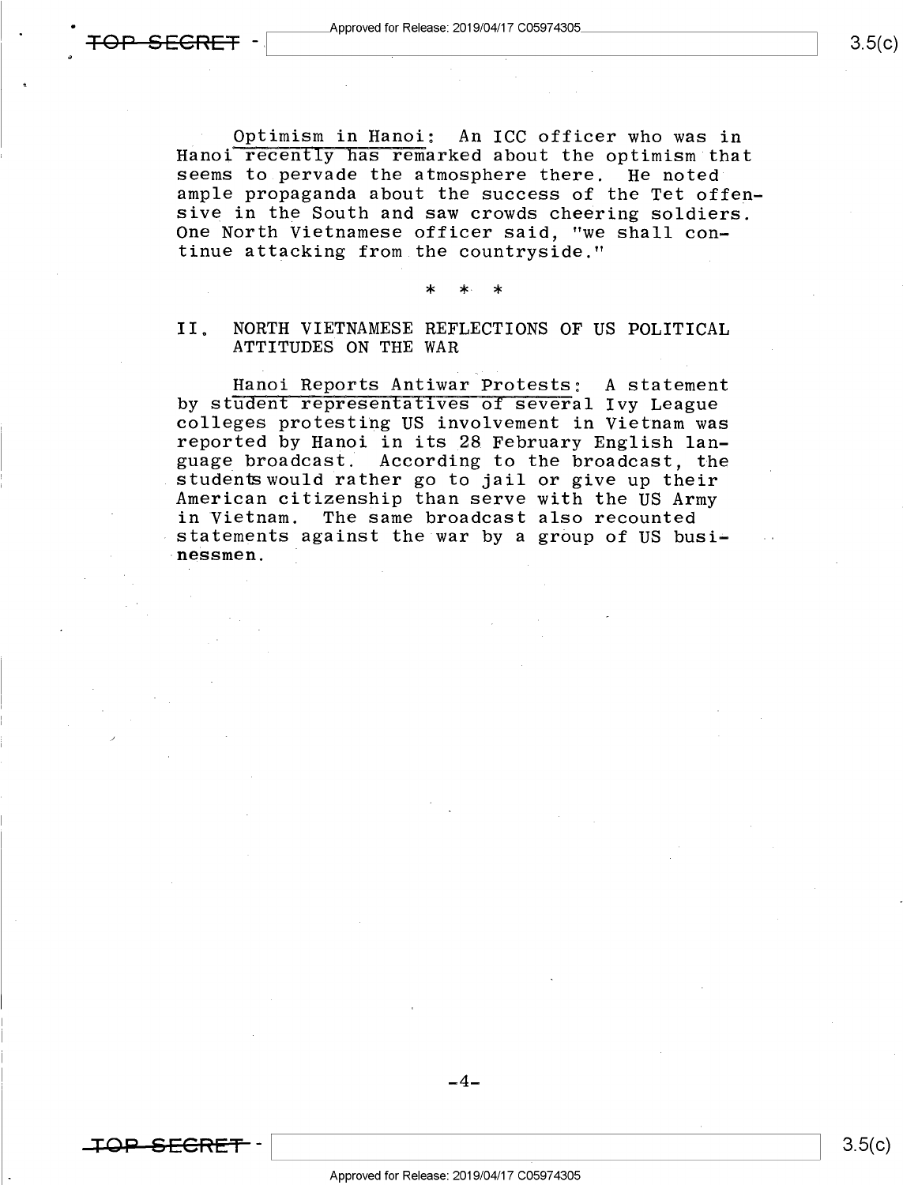Optimism in Hanoi: An ICC officer who was in Hanoi recently has remarked about the optimism that seems to pervade the atmosphere there. He noted ample propaganda about the success of the Tet offensive in the South and saw crowds cheering soldiers. One North Vietnamese officer said, "we shall continue attacking from the countryside."

\* \* \*

## II. NORTH VIETNAMESE REFLECTIONS OF US POLITICAL ATTITUDES ON THE WAR

Hanoi Reports Antiwar Protests: A statement by student representatives of several Ivy League colleges protesting US involvement in Vietnam was reported by Hanoi in its 28 February English language broadcast. According to the broadcast, the students would rather go to jail or give up their American citizenship than serve with the US Army in Vietnam. The same broadcast also recounted statements against the war by a group of US businessmen.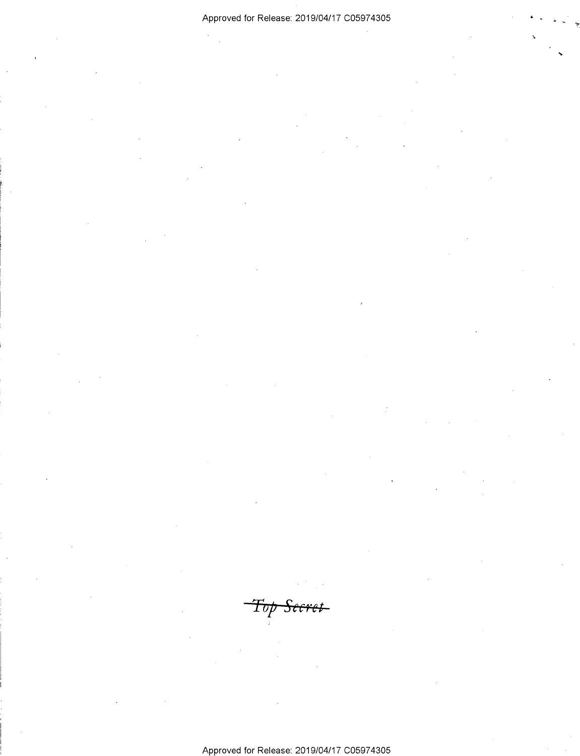~~Top Secret~~